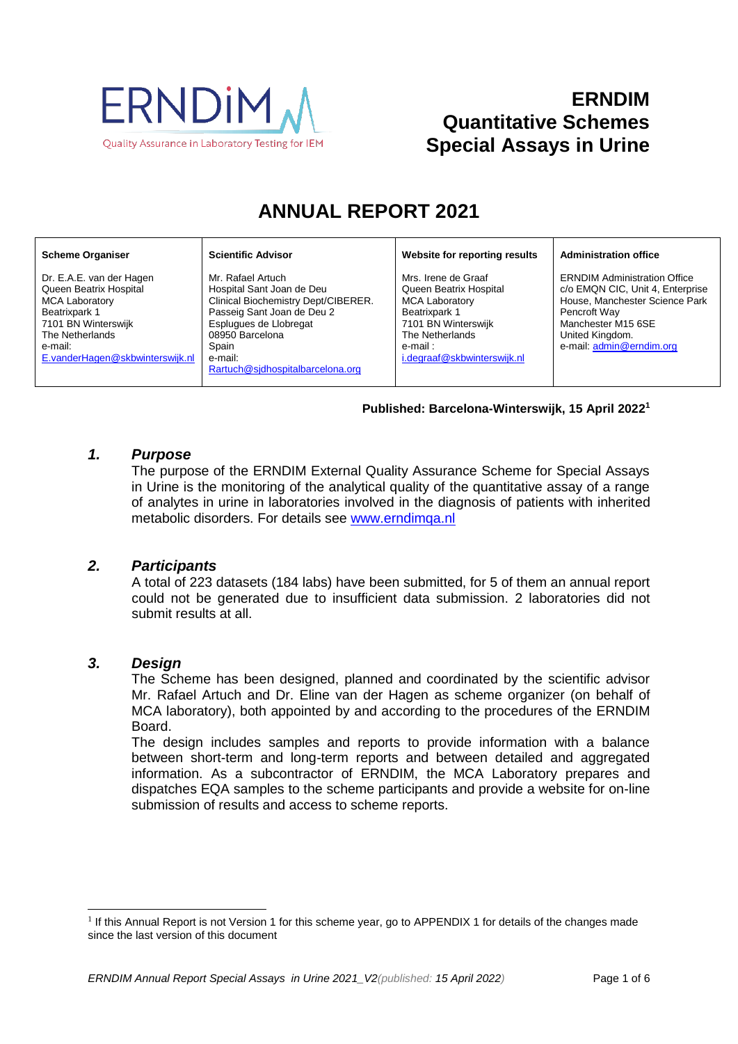ERNDiM

Quality Assurance in Laboratory Testing for IEM

# ERNDIM Quantitative Schemes Special Assays in Urine

# ANNUAL REPORT 2021

| Scheme Organiser | Scientific Advisor | Website for reporting results | Administration office |
|---|---|---|---|
| Dr. E.A.E. van der Hagen<br>Queen Beatrix Hospital<br>MCA Laboratory<br>Beatrixpark 1<br>7101 BN Winterswijk<br>The Netherlands<br>e-mail:<br>E.vanderHagen@skbwinterswijk.nl | Mr. Rafael Artuch<br>Hospital Sant Joan de Deu<br>Clinical Biochemistry Dept/CIBERER.<br>Passeig Sant Joan de Deu 2<br>Esplugues de Llobregat<br>08950 Barcelona<br>Spain<br>e-mail:<br>Rartuch@sjdhospitalbarcelona.org | Mrs. Irene de Graaf<br>Queen Beatrix Hospital<br>MCA Laboratory<br>Beatrixpark 1<br>7101 BN Winterswijk<br>The Netherlands<br>e-mail :<br>i.degraaf@skbwinterswijk.nl | ERNDIM Administration Office<br>c/o EMQN CIC, Unit 4, Enterprise House, Manchester Science Park<br>Pencroft Way<br>Manchester M15 6SE<br>United Kingdom.<br>e-mail: admin@erndim.org |

**Published: Barcelona-Winterswijk, 15 April 2022[1]**

## 1. *Purpose*

The purpose of the ERNDIM External Quality Assurance Scheme for Special Assays in Urine is the monitoring of the analytical quality of the quantitative assay of a range of analytes in urine in laboratories involved in the diagnosis of patients with inherited metabolic disorders. For details see www.erndimqa.nl

## 2. *Participants*

A total of 223 datasets (184 labs) have been submitted, for 5 of them an annual report could not be generated due to insufficient data submission. 2 laboratories did not submit results at all.

## 3. *Design*

The Scheme has been designed, planned and coordinated by the scientific advisor Mr. Rafael Artuch and Dr. Eline van der Hagen as scheme organizer (on behalf of MCA laboratory), both appointed by and according to the procedures of the ERNDIM Board.

The design includes samples and reports to provide information with a balance between short-term and long-term reports and between detailed and aggregated information. As a subcontractor of ERNDIM, the MCA Laboratory prepares and dispatches EQA samples to the scheme participants and provide a website for on-line submission of results and access to scheme reports.

---

[1] If this Annual Report is not Version 1 for this scheme year, go to APPENDIX 1 for details of the changes made since the last version of this document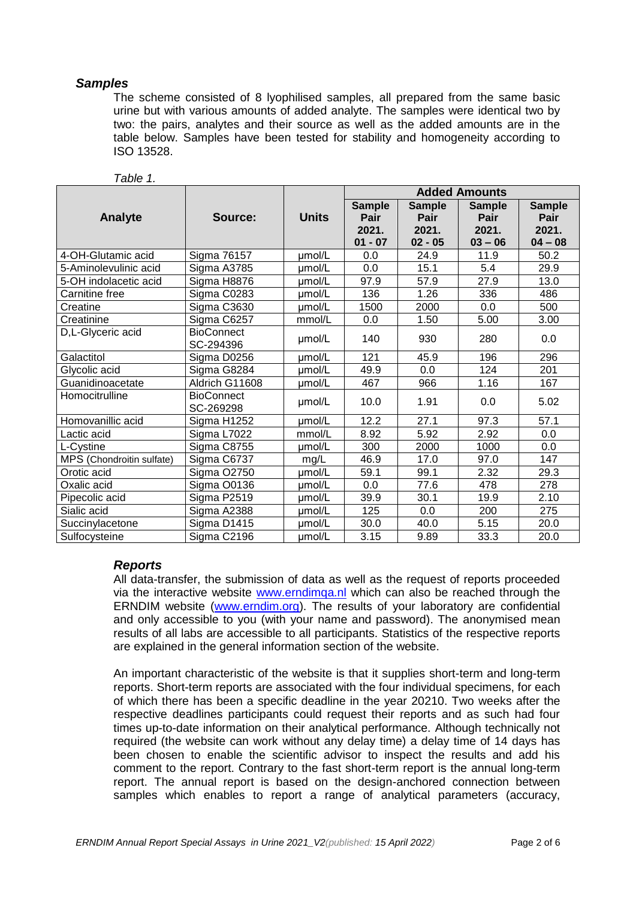### *Samples*

The scheme consisted of 8 lyophilised samples, all prepared from the same basic urine but with various amounts of added analyte. The samples were identical two by two: the pairs, analytes and their source as well as the added amounts are in the table below. Samples have been tested for stability and homogeneity according to ISO 13528.

*Table 1.*

| Analyte | Source: | Units | Added Amounts | | | |
|---|---|---|---|---|---|---|
| | | | Sample Pair 2021. 01 - 07 | Sample Pair 2021. 02 - 05 | Sample Pair 2021. 03 – 06 | Sample Pair 2021. 04 – 08 |
| 4-OH-Glutamic acid | Sigma 76157 | µmol/L | 0.0 | 24.9 | 11.9 | 50.2 |
| 5-Aminolevulinic acid | Sigma A3785 | µmol/L | 0.0 | 15.1 | 5.4 | 29.9 |
| 5-OH indolacetic acid | Sigma H8876 | µmol/L | 97.9 | 57.9 | 27.9 | 13.0 |
| Carnitine free | Sigma C0283 | µmol/L | 136 | 1.26 | 336 | 486 |
| Creatine | Sigma C3630 | µmol/L | 1500 | 2000 | 0.0 | 500 |
| Creatinine | Sigma C6257 | mmol/L | 0.0 | 1.50 | 5.00 | 3.00 |
| D,L-Glyceric acid | BioConnect SC-294396 | µmol/L | 140 | 930 | 280 | 0.0 |
| Galactitol | Sigma D0256 | µmol/L | 121 | 45.9 | 196 | 296 |
| Glycolic acid | Sigma G8284 | µmol/L | 49.9 | 0.0 | 124 | 201 |
| Guanidinoacetate | Aldrich G11608 | µmol/L | 467 | 966 | 1.16 | 167 |
| Homocitrulline | BioConnect SC-269298 | µmol/L | 10.0 | 1.91 | 0.0 | 5.02 |
| Homovanillic acid | Sigma H1252 | µmol/L | 12.2 | 27.1 | 97.3 | 57.1 |
| Lactic acid | Sigma L7022 | mmol/L | 8.92 | 5.92 | 2.92 | 0.0 |
| L-Cystine | Sigma C8755 | µmol/L | 300 | 2000 | 1000 | 0.0 |
| MPS (Chondroitin sulfate) | Sigma C6737 | mg/L | 46.9 | 17.0 | 97.0 | 147 |
| Orotic acid | Sigma O2750 | µmol/L | 59.1 | 99.1 | 2.32 | 29.3 |
| Oxalic acid | Sigma O0136 | µmol/L | 0.0 | 77.6 | 478 | 278 |
| Pipecolic acid | Sigma P2519 | µmol/L | 39.9 | 30.1 | 19.9 | 2.10 |
| Sialic acid | Sigma A2388 | µmol/L | 125 | 0.0 | 200 | 275 |
| Succinylacetone | Sigma D1415 | µmol/L | 30.0 | 40.0 | 5.15 | 20.0 |
| Sulfocysteine | Sigma C2196 | µmol/L | 3.15 | 9.89 | 33.3 | 20.0 |

### *Reports*

All data-transfer, the submission of data as well as the request of reports proceeded via the interactive website www.erndimqa.nl which can also be reached through the ERNDIM website (www.erndim.org). The results of your laboratory are confidential and only accessible to you (with your name and password). The anonymised mean results of all labs are accessible to all participants. Statistics of the respective reports are explained in the general information section of the website.

An important characteristic of the website is that it supplies short-term and long-term reports. Short-term reports are associated with the four individual specimens, for each of which there has been a specific deadline in the year 20210. Two weeks after the respective deadlines participants could request their reports and as such had four times up-to-date information on their analytical performance. Although technically not required (the website can work without any delay time) a delay time of 14 days has been chosen to enable the scientific advisor to inspect the results and add his comment to the report. Contrary to the fast short-term report is the annual long-term report. The annual report is based on the design-anchored connection between samples which enables to report a range of analytical parameters (accuracy,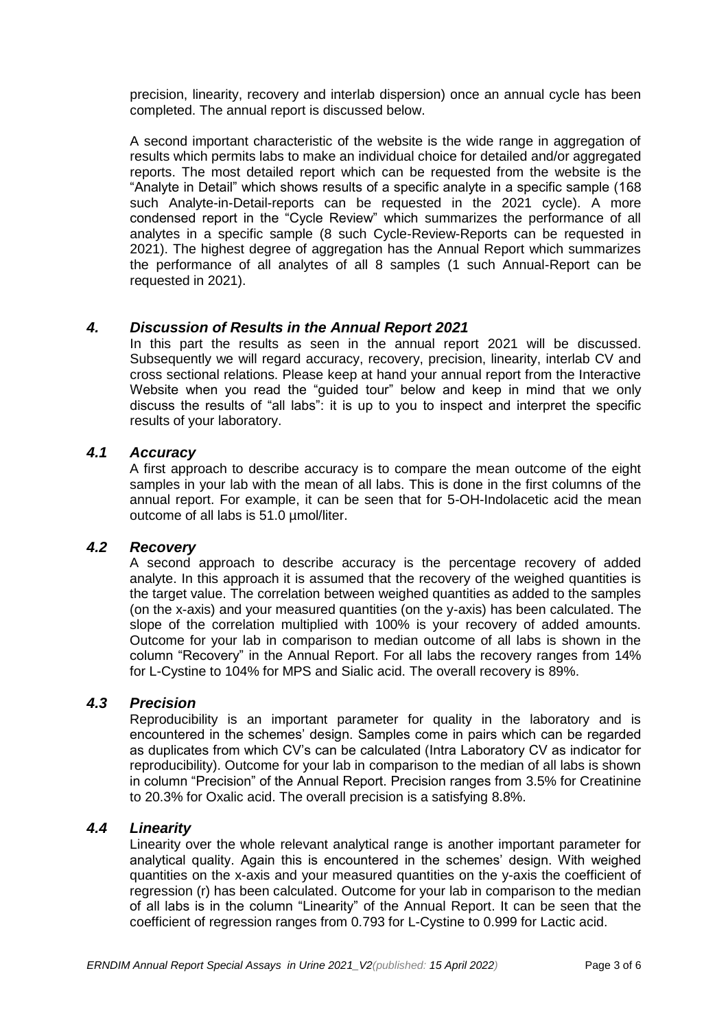precision, linearity, recovery and interlab dispersion) once an annual cycle has been completed. The annual report is discussed below.

A second important characteristic of the website is the wide range in aggregation of results which permits labs to make an individual choice for detailed and/or aggregated reports. The most detailed report which can be requested from the website is the "Analyte in Detail" which shows results of a specific analyte in a specific sample (168 such Analyte-in-Detail-reports can be requested in the 2021 cycle). A more condensed report in the "Cycle Review" which summarizes the performance of all analytes in a specific sample (8 such Cycle-Review-Reports can be requested in 2021). The highest degree of aggregation has the Annual Report which summarizes the performance of all analytes of all 8 samples (1 such Annual-Report can be requested in 2021).

## *4. Discussion of Results in the Annual Report 2021*

In this part the results as seen in the annual report 2021 will be discussed. Subsequently we will regard accuracy, recovery, precision, linearity, interlab CV and cross sectional relations. Please keep at hand your annual report from the Interactive Website when you read the "guided tour" below and keep in mind that we only discuss the results of "all labs": it is up to you to inspect and interpret the specific results of your laboratory.

### *4.1 Accuracy*

A first approach to describe accuracy is to compare the mean outcome of the eight samples in your lab with the mean of all labs. This is done in the first columns of the annual report. For example, it can be seen that for 5-OH-Indolacetic acid the mean outcome of all labs is 51.0 µmol/liter.

### *4.2 Recovery*

A second approach to describe accuracy is the percentage recovery of added analyte. In this approach it is assumed that the recovery of the weighed quantities is the target value. The correlation between weighed quantities as added to the samples (on the x-axis) and your measured quantities (on the y-axis) has been calculated. The slope of the correlation multiplied with 100% is your recovery of added amounts. Outcome for your lab in comparison to median outcome of all labs is shown in the column "Recovery" in the Annual Report. For all labs the recovery ranges from 14% for L-Cystine to 104% for MPS and Sialic acid. The overall recovery is 89%.

### *4.3 Precision*

Reproducibility is an important parameter for quality in the laboratory and is encountered in the schemes' design. Samples come in pairs which can be regarded as duplicates from which CV's can be calculated (Intra Laboratory CV as indicator for reproducibility). Outcome for your lab in comparison to the median of all labs is shown in column "Precision" of the Annual Report. Precision ranges from 3.5% for Creatinine to 20.3% for Oxalic acid. The overall precision is a satisfying 8.8%.

### *4.4 Linearity*

Linearity over the whole relevant analytical range is another important parameter for analytical quality. Again this is encountered in the schemes' design. With weighed quantities on the x-axis and your measured quantities on the y-axis the coefficient of regression (r) has been calculated. Outcome for your lab in comparison to the median of all labs is in the column "Linearity" of the Annual Report. It can be seen that the coefficient of regression ranges from 0.793 for L-Cystine to 0.999 for Lactic acid.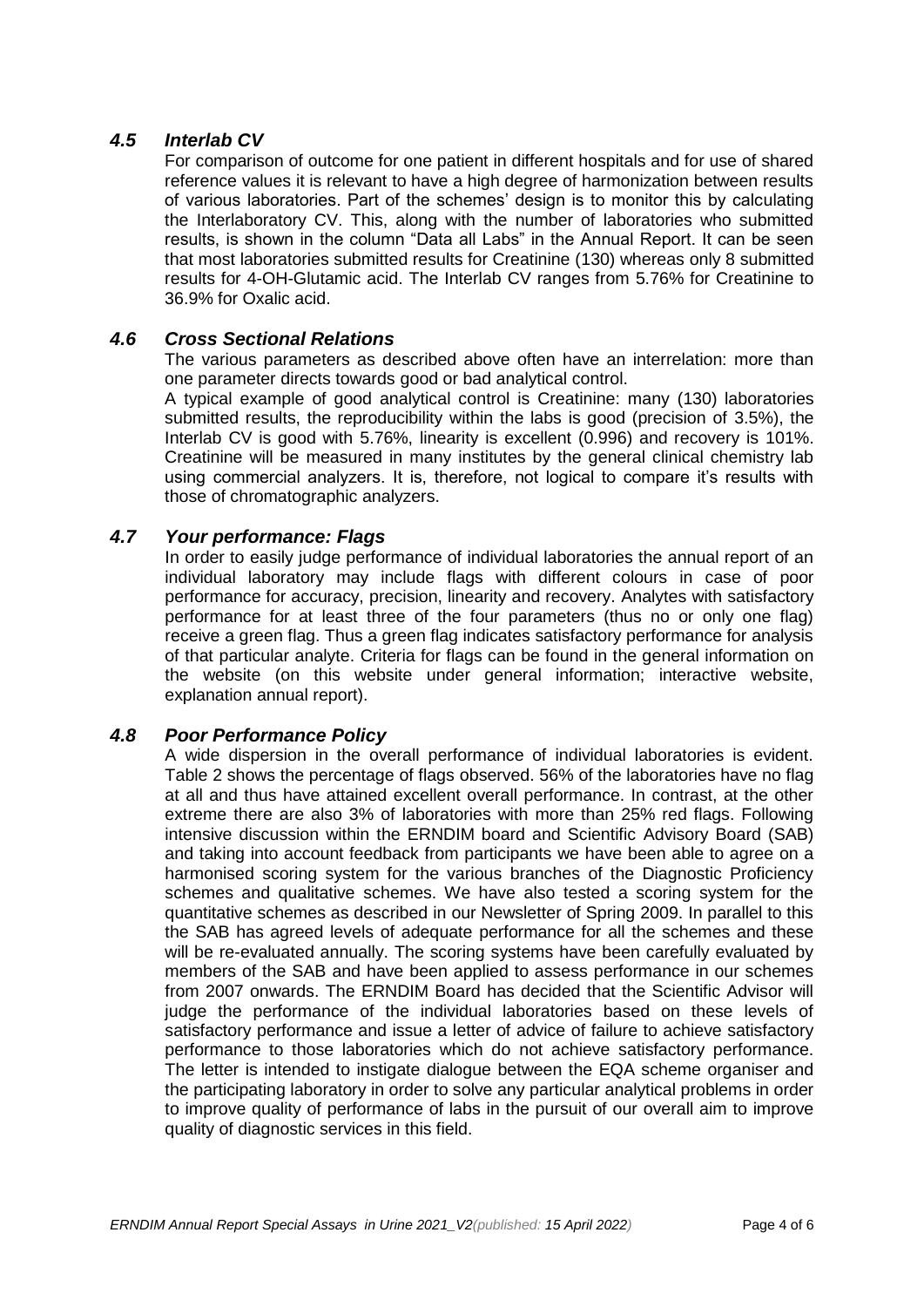### *4.5 Interlab CV*

For comparison of outcome for one patient in different hospitals and for use of shared reference values it is relevant to have a high degree of harmonization between results of various laboratories. Part of the schemes' design is to monitor this by calculating the Interlaboratory CV. This, along with the number of laboratories who submitted results, is shown in the column "Data all Labs" in the Annual Report. It can be seen that most laboratories submitted results for Creatinine (130) whereas only 8 submitted results for 4-OH-Glutamic acid. The Interlab CV ranges from 5.76% for Creatinine to 36.9% for Oxalic acid.

### *4.6 Cross Sectional Relations*

The various parameters as described above often have an interrelation: more than one parameter directs towards good or bad analytical control.

A typical example of good analytical control is Creatinine: many (130) laboratories submitted results, the reproducibility within the labs is good (precision of 3.5%), the Interlab CV is good with 5.76%, linearity is excellent (0.996) and recovery is 101%. Creatinine will be measured in many institutes by the general clinical chemistry lab using commercial analyzers. It is, therefore, not logical to compare it's results with those of chromatographic analyzers.

### *4.7 Your performance: Flags*

In order to easily judge performance of individual laboratories the annual report of an individual laboratory may include flags with different colours in case of poor performance for accuracy, precision, linearity and recovery. Analytes with satisfactory performance for at least three of the four parameters (thus no or only one flag) receive a green flag. Thus a green flag indicates satisfactory performance for analysis of that particular analyte. Criteria for flags can be found in the general information on the website (on this website under general information; interactive website, explanation annual report).

### *4.8 Poor Performance Policy*

A wide dispersion in the overall performance of individual laboratories is evident. Table 2 shows the percentage of flags observed. 56% of the laboratories have no flag at all and thus have attained excellent overall performance. In contrast, at the other extreme there are also 3% of laboratories with more than 25% red flags. Following intensive discussion within the ERNDIM board and Scientific Advisory Board (SAB) and taking into account feedback from participants we have been able to agree on a harmonised scoring system for the various branches of the Diagnostic Proficiency schemes and qualitative schemes. We have also tested a scoring system for the quantitative schemes as described in our Newsletter of Spring 2009. In parallel to this the SAB has agreed levels of adequate performance for all the schemes and these will be re-evaluated annually. The scoring systems have been carefully evaluated by members of the SAB and have been applied to assess performance in our schemes from 2007 onwards. The ERNDIM Board has decided that the Scientific Advisor will judge the performance of the individual laboratories based on these levels of satisfactory performance and issue a letter of advice of failure to achieve satisfactory performance to those laboratories which do not achieve satisfactory performance. The letter is intended to instigate dialogue between the EQA scheme organiser and the participating laboratory in order to solve any particular analytical problems in order to improve quality of performance of labs in the pursuit of our overall aim to improve quality of diagnostic services in this field.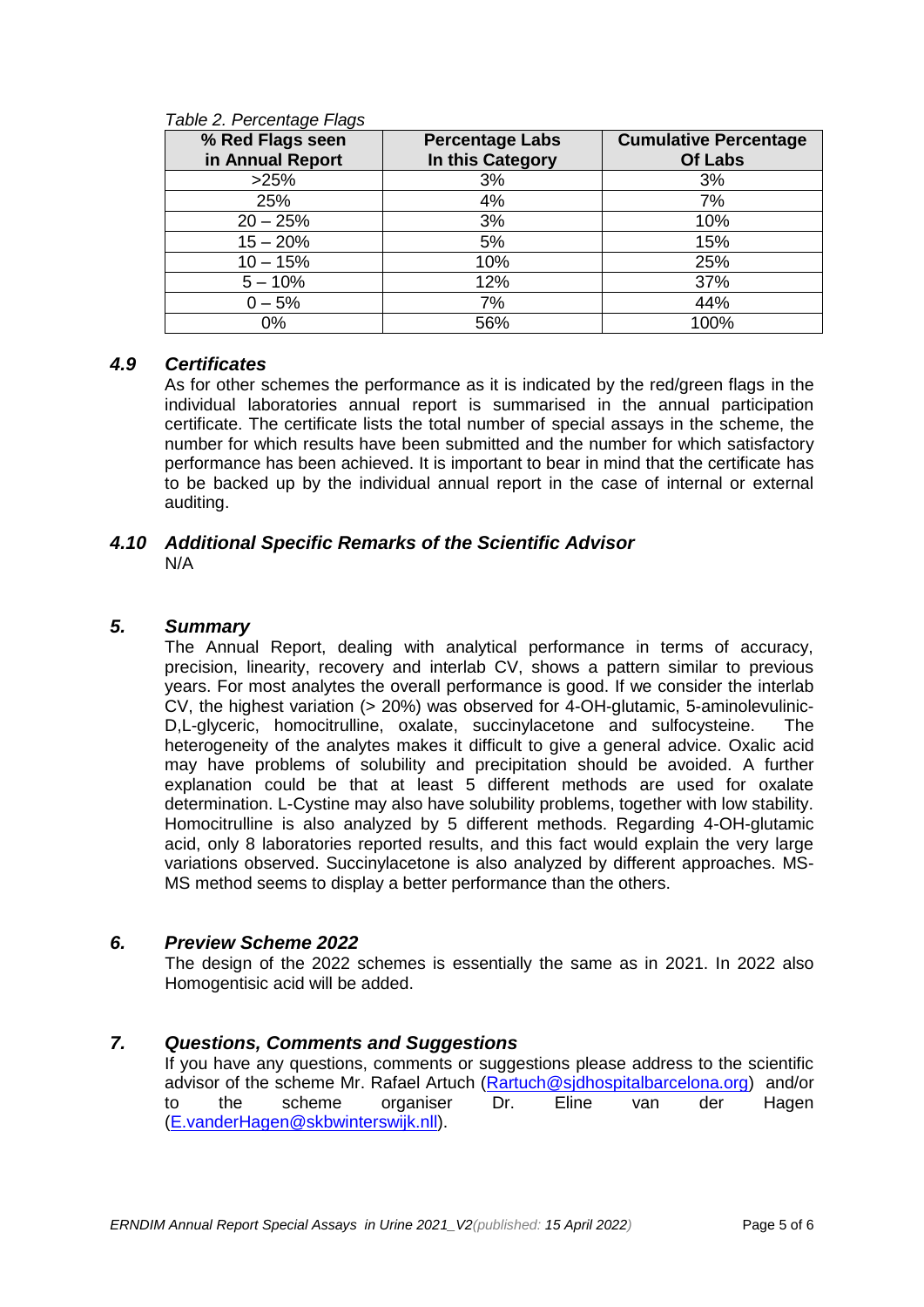*Table 2. Percentage Flags*

| % Red Flags seen in Annual Report | Percentage Labs In this Category | Cumulative Percentage Of Labs |
|---|---|---|
| >25% | 3% | 3% |
| 25% | 4% | 7% |
| 20 – 25% | 3% | 10% |
| 15 – 20% | 5% | 15% |
| 10 – 15% | 10% | 25% |
| 5 – 10% | 12% | 37% |
| 0 – 5% | 7% | 44% |
| 0% | 56% | 100% |

### *4.9 Certificates*

As for other schemes the performance as it is indicated by the red/green flags in the individual laboratories annual report is summarised in the annual participation certificate. The certificate lists the total number of special assays in the scheme, the number for which results have been submitted and the number for which satisfactory performance has been achieved. It is important to bear in mind that the certificate has to be backed up by the individual annual report in the case of internal or external auditing.

### *4.10 Additional Specific Remarks of the Scientific Advisor*

N/A

## *5. Summary*

The Annual Report, dealing with analytical performance in terms of accuracy, precision, linearity, recovery and interlab CV, shows a pattern similar to previous years. For most analytes the overall performance is good. If we consider the interlab CV, the highest variation (> 20%) was observed for 4-OH-glutamic, 5-aminolevulinic-D,L-glyceric, homocitrulline, oxalate, succinylacetone and sulfocysteine. The heterogeneity of the analytes makes it difficult to give a general advice. Oxalic acid may have problems of solubility and precipitation should be avoided. A further explanation could be that at least 5 different methods are used for oxalate determination. L-Cystine may also have solubility problems, together with low stability. Homocitrulline is also analyzed by 5 different methods. Regarding 4-OH-glutamic acid, only 8 laboratories reported results, and this fact would explain the very large variations observed. Succinylacetone is also analyzed by different approaches. MS-MS method seems to display a better performance than the others.

## *6. Preview Scheme 2022*

The design of the 2022 schemes is essentially the same as in 2021. In 2022 also Homogentisic acid will be added.

## *7. Questions, Comments and Suggestions*

If you have any questions, comments or suggestions please address to the scientific advisor of the scheme Mr. Rafael Artuch (Rartuch@sjdhospitalbarcelona.org) and/or to the scheme organiser Dr. Eline van der Hagen (E.vanderHagen@skbwinterswijk.nll).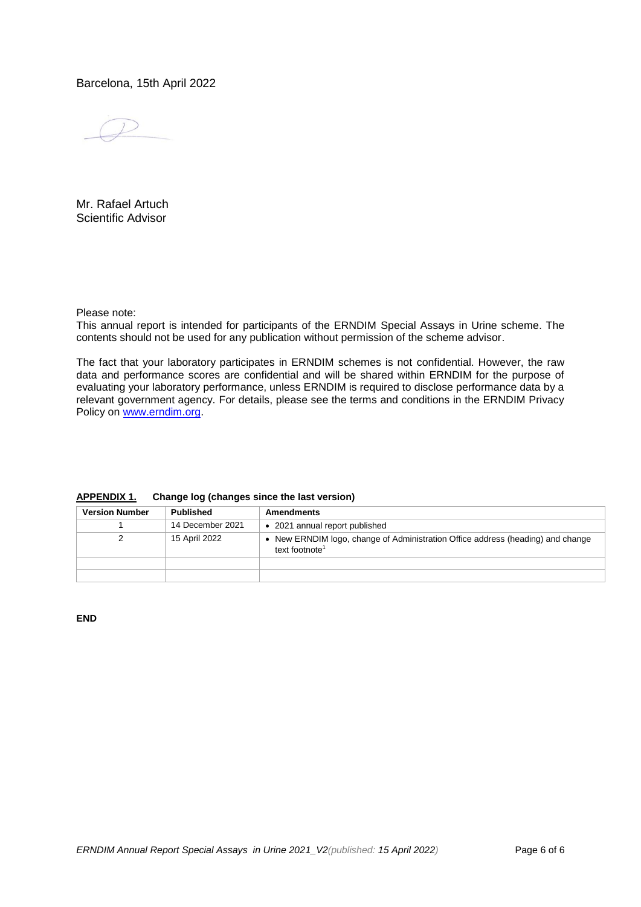Barcelona, 15th April 2022

Mr. Rafael Artuch
Scientific Advisor

Please note:
This annual report is intended for participants of the ERNDIM Special Assays in Urine scheme. The contents should not be used for any publication without permission of the scheme advisor.

The fact that your laboratory participates in ERNDIM schemes is not confidential. However, the raw data and performance scores are confidential and will be shared within ERNDIM for the purpose of evaluating your laboratory performance, unless ERNDIM is required to disclose performance data by a relevant government agency. For details, please see the terms and conditions in the ERNDIM Privacy Policy on [www.erndim.org](http://www.erndim.org).

**APPENDIX 1. Change log (changes since the last version)**

| Version Number | Published | Amendments |
|---|---|---|
| 1 | 14 December 2021 | • 2021 annual report published |
| 2 | 15 April 2022 | • New ERNDIM logo, change of Administration Office address (heading) and change text footnote[1] |
| | | |
| | | |

**END**